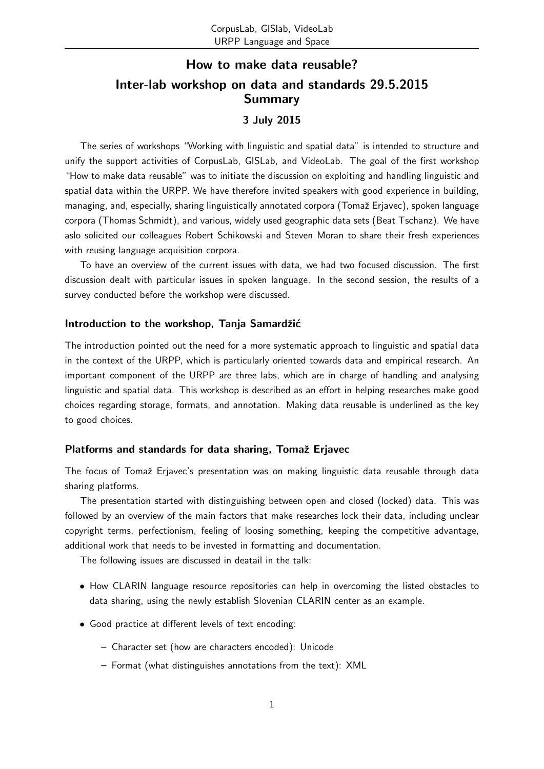# How to make data reusable?

# Inter-lab workshop on data and standards 29.5.2015 Summary

## 3 July 2015

The series of workshops "Working with linguistic and spatial data" is intended to structure and unify the support activities of CorpusLab, GISLab, and VideoLab. The goal of the first workshop "How to make data reusable" was to initiate the discussion on exploiting and handling linguistic and spatial data within the URPP. We have therefore invited speakers with good experience in building, managing, and, especially, sharing linguistically annotated corpora (Tomaž Erjavec), spoken language corpora (Thomas Schmidt), and various, widely used geographic data sets (Beat Tschanz). We have aslo solicited our colleagues Robert Schikowski and Steven Moran to share their fresh experiences with reusing language acquisition corpora.

To have an overview of the current issues with data, we had two focused discussion. The first discussion dealt with particular issues in spoken language. In the second session, the results of a survey conducted before the workshop were discussed.

### Introduction to the workshop, Tanja Samardžić

The introduction pointed out the need for a more systematic approach to linguistic and spatial data in the context of the URPP, which is particularly oriented towards data and empirical research. An important component of the URPP are three labs, which are in charge of handling and analysing linguistic and spatial data. This workshop is described as an effort in helping researches make good choices regarding storage, formats, and annotation. Making data reusable is underlined as the key to good choices.

### Platforms and standards for data sharing, Tomaž Erjavec

The focus of Tomaž Erjavec's presentation was on making linguistic data reusable through data sharing platforms.

The presentation started with distinguishing between open and closed (locked) data. This was followed by an overview of the main factors that make researches lock their data, including unclear copyright terms, perfectionism, feeling of loosing something, keeping the competitive advantage, additional work that needs to be invested in formatting and documentation.

The following issues are discussed in deatail in the talk:

- How CLARIN language resource repositories can help in overcoming the listed obstacles to data sharing, using the newly establish Slovenian CLARIN center as an example.
- Good practice at different levels of text encoding:
  - Character set (how are characters encoded): Unicode
  - Format (what distinguishes annotations from the text): XML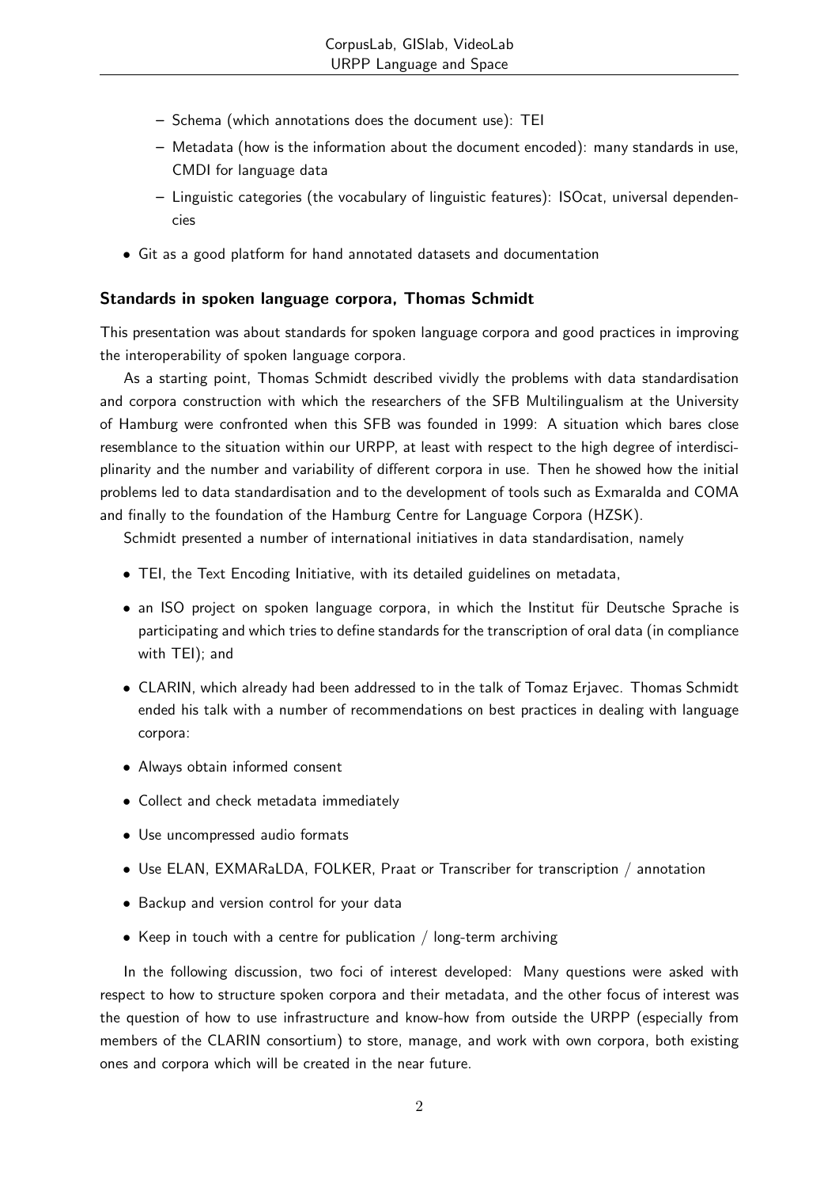- Schema (which annotations does the document use): TEI
  - Metadata (how is the information about the document encoded): many standards in use, CMDI for language data
  - Linguistic categories (the vocabulary of linguistic features): ISOcat, universal dependencies
- Git as a good platform for hand annotated datasets and documentation

### Standards in spoken language corpora, Thomas Schmidt

This presentation was about standards for spoken language corpora and good practices in improving the interoperability of spoken language corpora.

As a starting point, Thomas Schmidt described vividly the problems with data standardisation and corpora construction with which the researchers of the SFB Multilingualism at the University of Hamburg were confronted when this SFB was founded in 1999: A situation which bares close resemblance to the situation within our URPP, at least with respect to the high degree of interdisciplinarity and the number and variability of different corpora in use. Then he showed how the initial problems led to data standardisation and to the development of tools such as Exmaralda and COMA and finally to the foundation of the Hamburg Centre for Language Corpora (HZSK).

Schmidt presented a number of international initiatives in data standardisation, namely

- TEI, the Text Encoding Initiative, with its detailed guidelines on metadata,
- an ISO project on spoken language corpora, in which the Institut für Deutsche Sprache is participating and which tries to define standards for the transcription of oral data (in compliance with TEI); and
- CLARIN, which already had been addressed to in the talk of Tomaz Erjavec. Thomas Schmidt ended his talk with a number of recommendations on best practices in dealing with language corpora:
- Always obtain informed consent
- Collect and check metadata immediately
- Use uncompressed audio formats
- Use ELAN, EXMARaLDA, FOLKER, Praat or Transcriber for transcription / annotation
- Backup and version control for your data
- Keep in touch with a centre for publication / long-term archiving

In the following discussion, two foci of interest developed: Many questions were asked with respect to how to structure spoken corpora and their metadata, and the other focus of interest was the question of how to use infrastructure and know-how from outside the URPP (especially from members of the CLARIN consortium) to store, manage, and work with own corpora, both existing ones and corpora which will be created in the near future.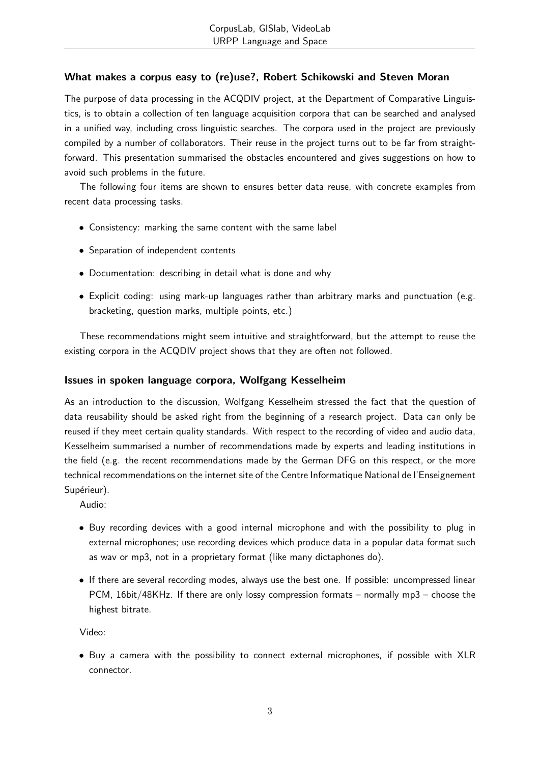### What makes a corpus easy to (re)use?, Robert Schikowski and Steven Moran

The purpose of data processing in the ACQDIV project, at the Department of Comparative Linguistics, is to obtain a collection of ten language acquisition corpora that can be searched and analysed in a unified way, including cross linguistic searches. The corpora used in the project are previously compiled by a number of collaborators. Their reuse in the project turns out to be far from straightforward. This presentation summarised the obstacles encountered and gives suggestions on how to avoid such problems in the future.

The following four items are shown to ensures better data reuse, with concrete examples from recent data processing tasks.

- Consistency: marking the same content with the same label
- Separation of independent contents
- Documentation: describing in detail what is done and why
- Explicit coding: using mark-up languages rather than arbitrary marks and punctuation (e.g. bracketing, question marks, multiple points, etc.)

These recommendations might seem intuitive and straightforward, but the attempt to reuse the existing corpora in the ACQDIV project shows that they are often not followed.

### Issues in spoken language corpora, Wolfgang Kesselheim

As an introduction to the discussion, Wolfgang Kesselheim stressed the fact that the question of data reusability should be asked right from the beginning of a research project. Data can only be reused if they meet certain quality standards. With respect to the recording of video and audio data, Kesselheim summarised a number of recommendations made by experts and leading institutions in the field (e.g. the recent recommendations made by the German DFG on this respect, or the more technical recommendations on the internet site of the Centre Informatique National de l'Enseignement Supérieur).

Audio:

- Buy recording devices with a good internal microphone and with the possibility to plug in external microphones; use recording devices which produce data in a popular data format such as wav or mp3, not in a proprietary format (like many dictaphones do).
- If there are several recording modes, always use the best one. If possible: uncompressed linear PCM, 16bit/48KHz. If there are only lossy compression formats – normally mp3 – choose the highest bitrate.

Video:

- Buy a camera with the possibility to connect external microphones, if possible with XLR connector.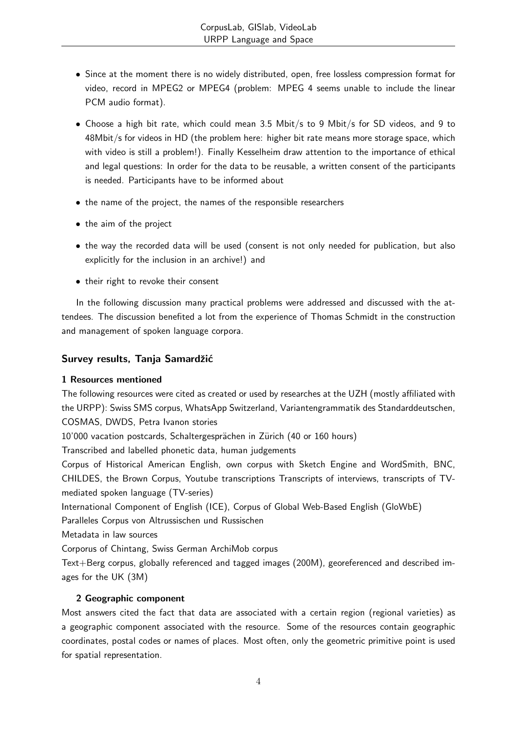- Since at the moment there is no widely distributed, open, free lossless compression format for video, record in MPEG2 or MPEG4 (problem: MPEG 4 seems unable to include the linear PCM audio format).
- Choose a high bit rate, which could mean 3.5 Mbit/s to 9 Mbit/s for SD videos, and 9 to 48Mbit/s for videos in HD (the problem here: higher bit rate means more storage space, which with video is still a problem!). Finally Kesselheim draw attention to the importance of ethical and legal questions: In order for the data to be reusable, a written consent of the participants is needed. Participants have to be informed about
- the name of the project, the names of the responsible researchers
- the aim of the project
- the way the recorded data will be used (consent is not only needed for publication, but also explicitly for the inclusion in an archive!) and
- their right to revoke their consent

In the following discussion many practical problems were addressed and discussed with the attendees. The discussion benefited a lot from the experience of Thomas Schmidt in the construction and management of spoken language corpora.

### Survey results, Tanja Samardžić

#### 1 Resources mentioned

The following resources were cited as created or used by researches at the UZH (mostly affiliated with the URPP): Swiss SMS corpus, WhatsApp Switzerland, Variantengrammatik des Standarddeutschen, COSMAS, DWDS, Petra Ivanon stories

10'000 vacation postcards, Schaltergesprächen in Zürich (40 or 160 hours)

Transcribed and labelled phonetic data, human judgements

Corpus of Historical American English, own corpus with Sketch Engine and WordSmith, BNC, CHILDES, the Brown Corpus, Youtube transcriptions Transcripts of interviews, transcripts of TV-mediated spoken language (TV-series)

International Component of English (ICE), Corpus of Global Web-Based English (GloWbE)

Paralleles Corpus von Altrussischen und Russischen

Metadata in law sources

Corporus of Chintang, Swiss German ArchiMob corpus

Text+Berg corpus, globally referenced and tagged images (200M), georeferenced and described images for the UK (3M)

#### 2 Geographic component

Most answers cited the fact that data are associated with a certain region (regional varieties) as a geographic component associated with the resource. Some of the resources contain geographic coordinates, postal codes or names of places. Most often, only the geometric primitive point is used for spatial representation.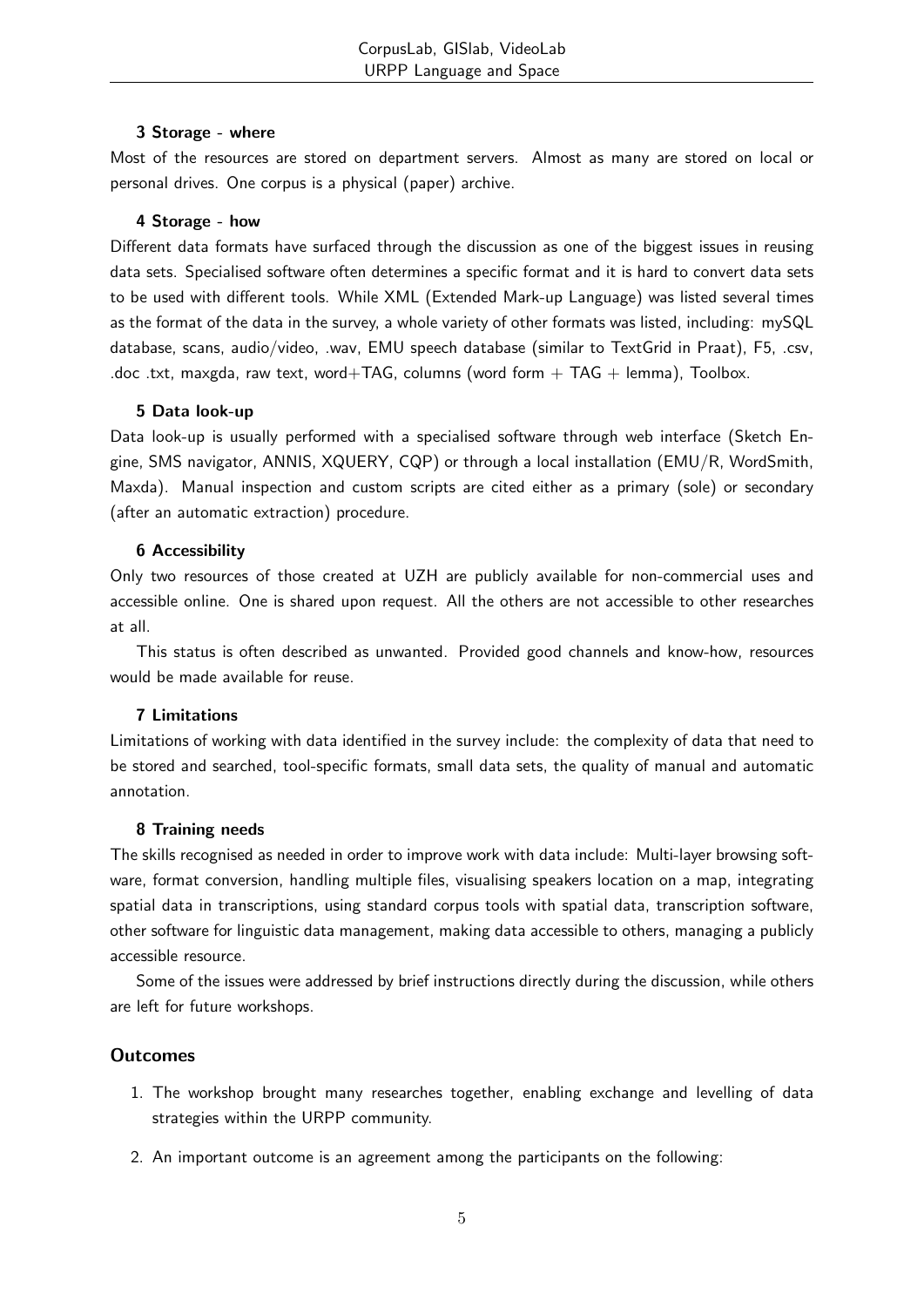#### 3 Storage - where

Most of the resources are stored on department servers. Almost as many are stored on local or personal drives. One corpus is a physical (paper) archive.

#### 4 Storage - how

Different data formats have surfaced through the discussion as one of the biggest issues in reusing data sets. Specialised software often determines a specific format and it is hard to convert data sets to be used with different tools. While XML (Extended Mark-up Language) was listed several times as the format of the data in the survey, a whole variety of other formats was listed, including: mySQL database, scans, audio/video, .wav, EMU speech database (similar to TextGrid in Praat), F5, .csv, .doc .txt, maxqda, raw text, word+TAG, columns (word form + TAG + lemma), Toolbox.

#### 5 Data look-up

Data look-up is usually performed with a specialised software through web interface (Sketch Engine, SMS navigator, ANNIS, XQUERY, CQP) or through a local installation (EMU/R, WordSmith, Maxda). Manual inspection and custom scripts are cited either as a primary (sole) or secondary (after an automatic extraction) procedure.

#### 6 Accessibility

Only two resources of those created at UZH are publicly available for non-commercial uses and accessible online. One is shared upon request. All the others are not accessible to other researches at all.

This status is often described as unwanted. Provided good channels and know-how, resources would be made available for reuse.

#### 7 Limitations

Limitations of working with data identified in the survey include: the complexity of data that need to be stored and searched, tool-specific formats, small data sets, the quality of manual and automatic annotation.

#### 8 Training needs

The skills recognised as needed in order to improve work with data include: Multi-layer browsing software, format conversion, handling multiple files, visualising speakers location on a map, integrating spatial data in transcriptions, using standard corpus tools with spatial data, transcription software, other software for linguistic data management, making data accessible to others, managing a publicly accessible resource.

Some of the issues were addressed by brief instructions directly during the discussion, while others are left for future workshops.

### Outcomes

1. The workshop brought many researches together, enabling exchange and levelling of data strategies within the URPP community.
2. An important outcome is an agreement among the participants on the following: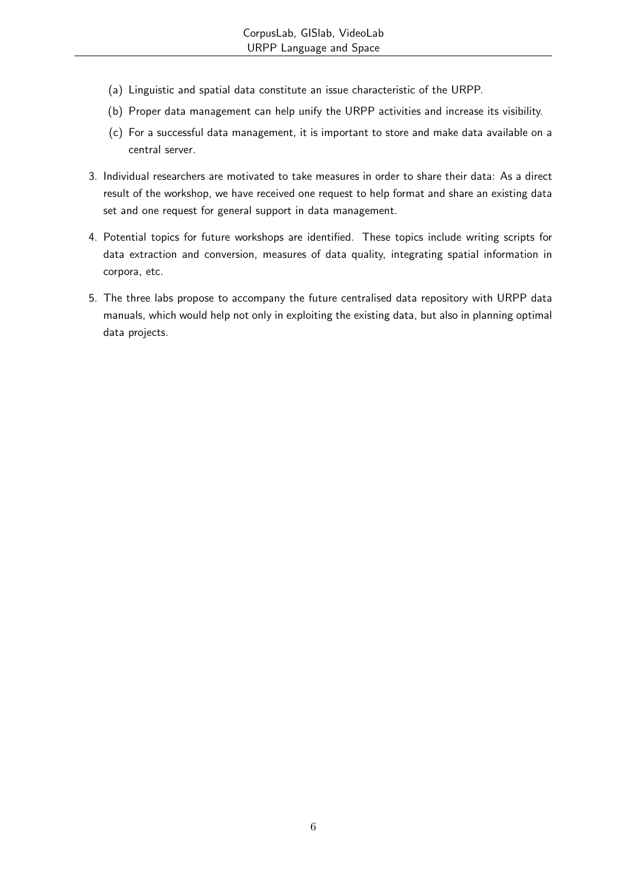(a) Linguistic and spatial data constitute an issue characteristic of the URPP.
   (b) Proper data management can help unify the URPP activities and increase its visibility.
   (c) For a successful data management, it is important to store and make data available on a central server.

3. Individual researchers are motivated to take measures in order to share their data: As a direct result of the workshop, we have received one request to help format and share an existing data set and one request for general support in data management.

4. Potential topics for future workshops are identified. These topics include writing scripts for data extraction and conversion, measures of data quality, integrating spatial information in corpora, etc.

5. The three labs propose to accompany the future centralised data repository with URPP data manuals, which would help not only in exploiting the existing data, but also in planning optimal data projects.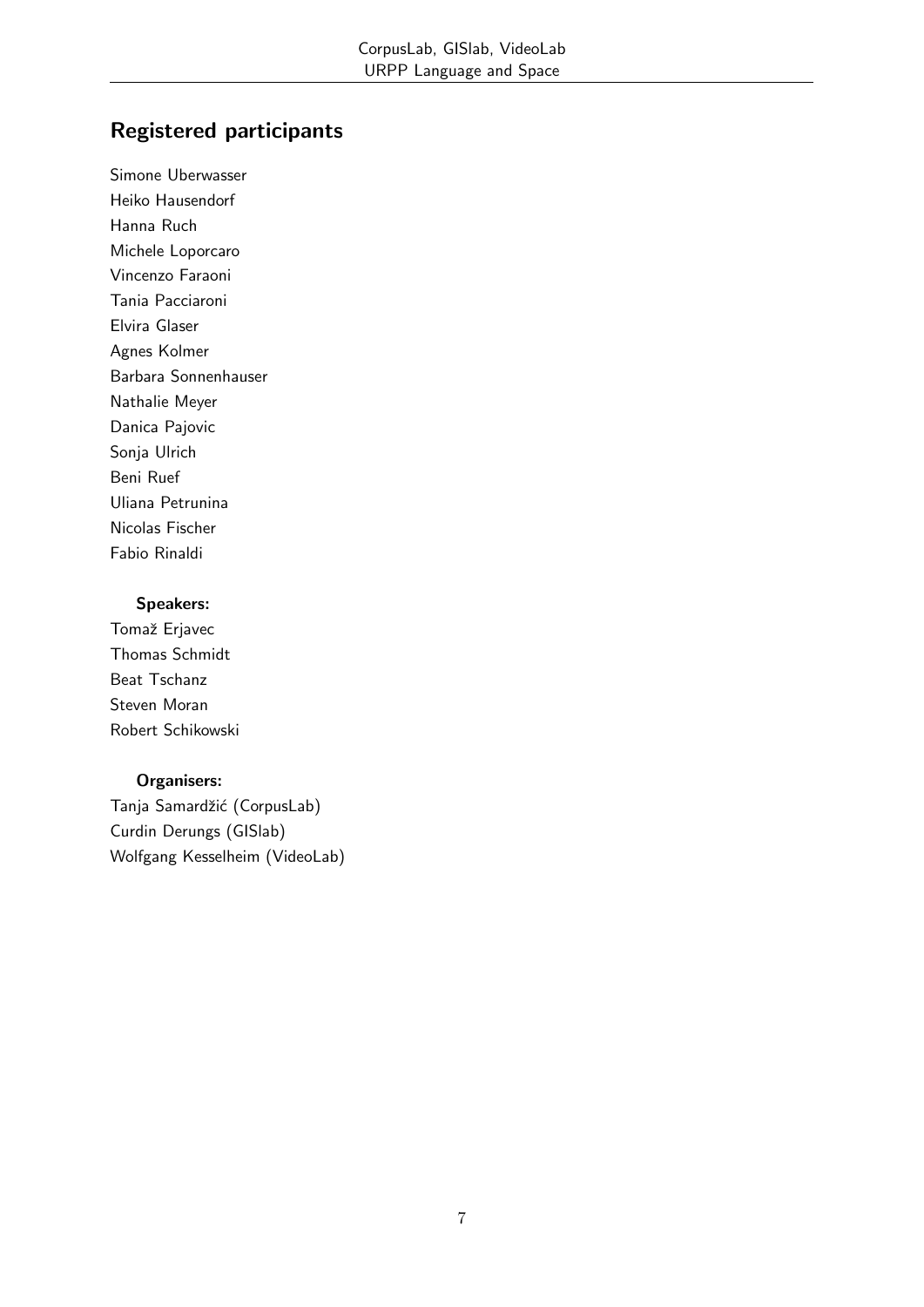## Registered participants

Simone Uberwasser
Heiko Hausendorf
Hanna Ruch
Michele Loporcaro
Vincenzo Faraoni
Tania Pacciaroni
Elvira Glaser
Agnes Kolmer
Barbara Sonnenhauser
Nathalie Meyer
Danica Pajovic
Sonja Ulrich
Beni Ruef
Uliana Petrunina
Nicolas Fischer
Fabio Rinaldi

**Speakers:**

Tomaž Erjavec
Thomas Schmidt
Beat Tschanz
Steven Moran
Robert Schikowski

**Organisers:**

Tanja Samardžić (CorpusLab)
Curdin Derungs (GISlab)
Wolfgang Kesselheim (VideoLab)